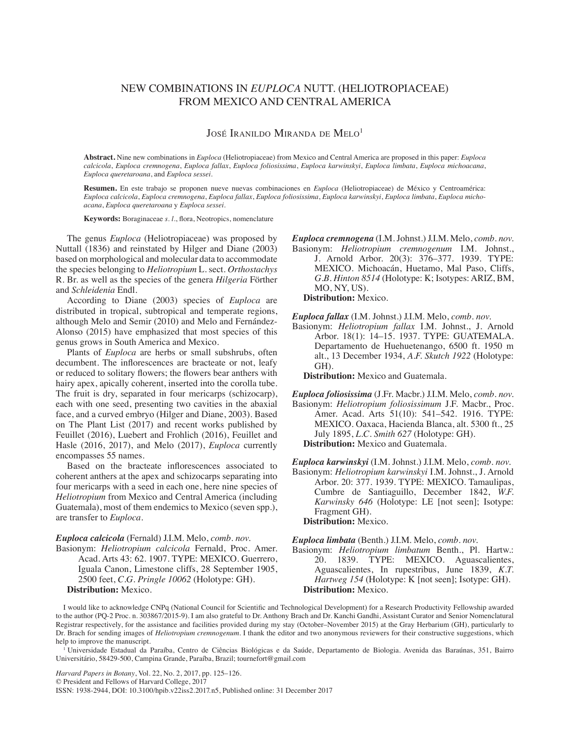# NEW COMBINATIONS IN *EUPLOCA* NUTT. (HELIOTROPIACEAE) FROM MEXICO AND CENTRAL AMERICA

José Iranildo Miranda de Melo[1]

**Abstract.** Nine new combinations in *Euploca* (Heliotropiaceae) from Mexico and Central America are proposed in this paper: *Euploca calcicola*, *Euploca cremnogena*, *Euploca fallax*, *Euploca foliosissima*, *Euploca karwinskyi*, *Euploca limbata*, *Euploca michoacana*, *Euploca queretaroana*, and *Euploca sessei*.

**Resumen.** En este trabajo se proponen nueve nuevas combinaciones en *Euploca* (Heliotropiaceae) de México y Centroamérica: *Euploca calcicola*, *Euploca cremnogena*, *Euploca fallax*, *Euploca foliosissima*, *Euploca karwinskyi*, *Euploca limbata*, *Euploca michoacana*, *Euploca queretaroana* y *Euploca sessei*.

**Keywords:** Boraginaceae *s. l.*, flora, Neotropics, nomenclature

The genus *Euploca* (Heliotropiaceae) was proposed by Nuttall (1836) and reinstated by Hilger and Diane (2003) based on morphological and molecular data to accommodate the species belonging to *Heliotropium* L. sect. *Orthostachys* R. Br. as well as the species of the genera *Hilgeria* Förther and *Schleidenia* Endl.

According to Diane (2003) species of *Euploca* are distributed in tropical, subtropical and temperate regions, although Melo and Semir (2010) and Melo and Fernández-Alonso (2015) have emphasized that most species of this genus grows in South America and Mexico.

Plants of *Euploca* are herbs or small subshrubs, often decumbent. The inflorescences are bracteate or not, leafy or reduced to solitary flowers; the flowers bear anthers with hairy apex, apically coherent, inserted into the corolla tube. The fruit is dry, separated in four mericarps (schizocarp), each with one seed, presenting two cavities in the abaxial face, and a curved embryo (Hilger and Diane, 2003). Based on The Plant List (2017) and recent works published by Feuillet (2016), Luebert and Frohlich (2016), Feuillet and Hasle (2016, 2017), and Melo (2017), *Euploca* currently encompasses 55 names.

Based on the bracteate inflorescences associated to coherent anthers at the apex and schizocarps separating into four mericarps with a seed in each one, here nine species of *Heliotropium* from Mexico and Central America (including Guatemala), most of them endemics to Mexico (seven spp.), are transfer to *Euploca*.

***Euploca calcicola*** (Fernald) J.I.M. Melo, *comb. nov.*
Basionym: *Heliotropium calcicola* Fernald, Proc. Amer. Acad. Arts 43: 62. 1907. TYPE: MEXICO. Guerrero, Iguala Canon, Limestone cliffs, 28 September 1905, 2500 feet, *C.G. Pringle 10062* (Holotype: GH).
**Distribution:** Mexico.

***Euploca cremnogena*** (I.M. Johnst.) J.I.M. Melo, *comb. nov.*
Basionym: *Heliotropium cremnogenum* I.M. Johnst., J. Arnold Arbor. 20(3): 376–377. 1939. TYPE: MEXICO. Michoacán, Huetamo, Mal Paso, Cliffs, *G.B. Hinton 8514* (Holotype: K; Isotypes: ARIZ, BM, MO, NY, US).
**Distribution:** Mexico.

***Euploca fallax*** (I.M. Johnst.) J.I.M. Melo, *comb. nov.*
Basionym: *Heliotropium fallax* I.M. Johnst., J. Arnold Arbor. 18(1): 14–15. 1937. TYPE: GUATEMALA. Departamento de Huehuetenango, 6500 ft. 1950 m alt., 13 December 1934, *A.F. Skutch 1922* (Holotype: GH).
**Distribution:** Mexico and Guatemala.

***Euploca foliosissima*** (J.Fr. Macbr.) J.I.M. Melo, *comb. nov.*
Basionym: *Heliotropium foliosissimum* J.F. Macbr., Proc. Amer. Acad. Arts 51(10): 541–542. 1916. TYPE: MEXICO. Oaxaca, Hacienda Blanca, alt. 5300 ft., 25 July 1895, *L.C. Smith 627* (Holotype: GH).
**Distribution:** Mexico and Guatemala.

***Euploca karwinskyi*** (I.M. Johnst.) J.I.M. Melo, *comb. nov.*
Basionym: *Heliotropium karwinskyi* I.M. Johnst., J. Arnold Arbor. 20: 377. 1939. TYPE: MEXICO. Tamaulipas, Cumbre de Santiaguillo, December 1842, *W.F. Karwinsky 646* (Holotype: LE [not seen]; Isotype: Fragment GH).
**Distribution:** Mexico.

***Euploca limbata*** (Benth.) J.I.M. Melo, *comb. nov.*
Basionym: *Heliotropium limbatum* Benth., Pl. Hartw.: 20. 1839. TYPE: MEXICO. Aguascalientes, Aguascalientes, In rupestribus, June 1839, *K.T. Hartweg 154* (Holotype: K [not seen]; Isotype: GH).
**Distribution:** Mexico.

I would like to acknowledge CNPq (National Council for Scientific and Technological Development) for a Research Productivity Fellowship awarded to the author (PQ-2 Proc. n. 303867/2015-9). I am also grateful to Dr. Anthony Brach and Dr. Kanchi Gandhi, Assistant Curator and Senior Nomenclatural Registrar respectively, for the assistance and facilities provided during my stay (October–November 2015) at the Gray Herbarium (GH), particularly to Dr. Brach for sending images of *Heliotropium cremnogenum*. I thank the editor and two anonymous reviewers for their constructive suggestions, which help to improve the manuscript.

[1] Universidade Estadual da Paraíba, Centro de Ciências Biológicas e da Saúde, Departamento de Biologia. Avenida das Baraúnas, 351, Bairro Universitário, 58429-500, Campina Grande, Paraíba, Brazil; tournefort@gmail.com

*Harvard Papers in Botany*, Vol. 22, No. 2, 2017, pp. 125–126.
© President and Fellows of Harvard College, 2017
ISSN: 1938-2944, DOI: 10.3100/hpib.v22iss2.2017.n5, Published online: 31 December 2017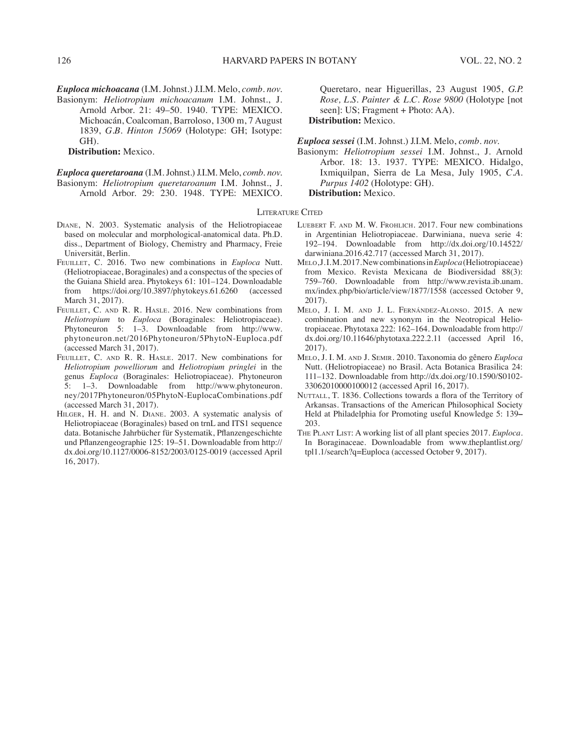***Euploca michoacana*** (I.M. Johnst.) J.I.M. Melo, *comb. nov.*

Basionym: *Heliotropium michoacanum* I.M. Johnst., J. Arnold Arbor. 21: 49–50. 1940. TYPE: MEXICO. Michoacán, Coalcoman, Barroloso, 1300 m, 7 August 1839, *G.B. Hinton 15069* (Holotype: GH; Isotype: GH).

**Distribution:** Mexico.

***Euploca queretaroana*** (I.M. Johnst.) J.I.M. Melo, *comb. nov.*

Basionym: *Heliotropium queretaroanum* I.M. Johnst., J. Arnold Arbor. 29: 230. 1948. TYPE: MEXICO. Queretaro, near Higuerillas, 23 August 1905, *G.P. Rose, L.S. Painter & L.C. Rose 9800* (Holotype [not seen]: US; Fragment + Photo: AA).

**Distribution:** Mexico.

***Euploca sessei*** (I.M. Johnst.) J.I.M. Melo, *comb. nov.*

Basionym: *Heliotropium sessei* I.M. Johnst., J. Arnold Arbor. 18: 13. 1937. TYPE: MEXICO. Hidalgo, Ixmiquilpan, Sierra de La Mesa, July 1905, *C.A. Purpus 1402* (Holotype: GH).

**Distribution:** Mexico.

## Literature Cited

Diane, N. 2003. Systematic analysis of the Heliotropiaceae based on molecular and morphological-anatomical data. Ph.D. diss., Department of Biology, Chemistry and Pharmacy, Freie Universität, Berlin.

Feuillet, C. 2016. Two new combinations in *Euploca* Nutt. (Heliotropiaceae, Boraginales) and a conspectus of the species of the Guiana Shield area. Phytokeys 61: 101–124. Downloadable from https://doi.org/10.3897/phytokeys.61.6260 (accessed March 31, 2017).

Feuillet, C. and R. R. Hasle. 2016. New combinations from *Heliotropium* to *Euploca* (Boraginales: Heliotropiaceae). Phytoneuron 5: 1–3. Downloadable from http://www.phytoneuron.net/2016Phytoneuron/5PhytoN-Euploca.pdf (accessed March 31, 2017).

Feuillet, C. and R. R. Hasle. 2017. New combinations for *Heliotropium powelliorum* and *Heliotropium pringlei* in the genus *Euploca* (Boraginales: Heliotropiaceae). Phytoneuron 5: 1–3. Downloadable from http://www.phytoneuron.ney/2017Phytoneuron/05PhytoN-EuplocaCombinations.pdf (accessed March 31, 2017).

Hilger, H. H. and N. Diane. 2003. A systematic analysis of Heliotropiaceae (Boraginales) based on trnL and ITS1 sequence data. Botanische Jahrbücher für Systematik, Pflanzengeschichte und Pflanzengeographie 125: 19–51. Downloadable from http://dx.doi.org/10.1127/0006-8152/2003/0125-0019 (accessed April 16, 2017).

Luebert F. and M. W. Frohlich. 2017. Four new combinations in Argentinian Heliotropiaceae. Darwiniana, nueva serie 4: 192–194. Downloadable from http://dx.doi.org/10.14522/darwiniana.2016.42.717 (accessed March 31, 2017).

Melo, J.I.M. 2017. New combinations in *Euploca* (Heliotropiaceae) from Mexico. Revista Mexicana de Biodiversidad 88(3): 759–760. Downloadable from http://www.revista.ib.unam.mx/index.php/bio/article/view/1877/1558 (accessed October 9, 2017).

Melo, J. I. M. and J. L. Fernández-Alonso. 2015. A new combination and new synonym in the Neotropical Heliotropiaceae. Phytotaxa 222: 162–164. Downloadable from http://dx.doi.org/10.11646/phytotaxa.222.2.11 (accessed April 16, 2017).

Melo, J. I. M. and J. Semir. 2010. Taxonomia do gênero *Euploca* Nutt. (Heliotropiaceae) no Brasil. Acta Botanica Brasilica 24: 111–132. Downloadable from http://dx.doi.org/10.1590/S0102-33062010000100012 (accessed April 16, 2017).

Nuttall, T. 1836. Collections towards a flora of the Territory of Arkansas. Transactions of the American Philosophical Society Held at Philadelphia for Promoting useful Knowledge 5: 139–203.

The Plant List: A working list of all plant species 2017. *Euploca*. In Boraginaceae. Downloadable from www.theplantlist.org/tpl1.1/search?q=Euploca (accessed October 9, 2017).